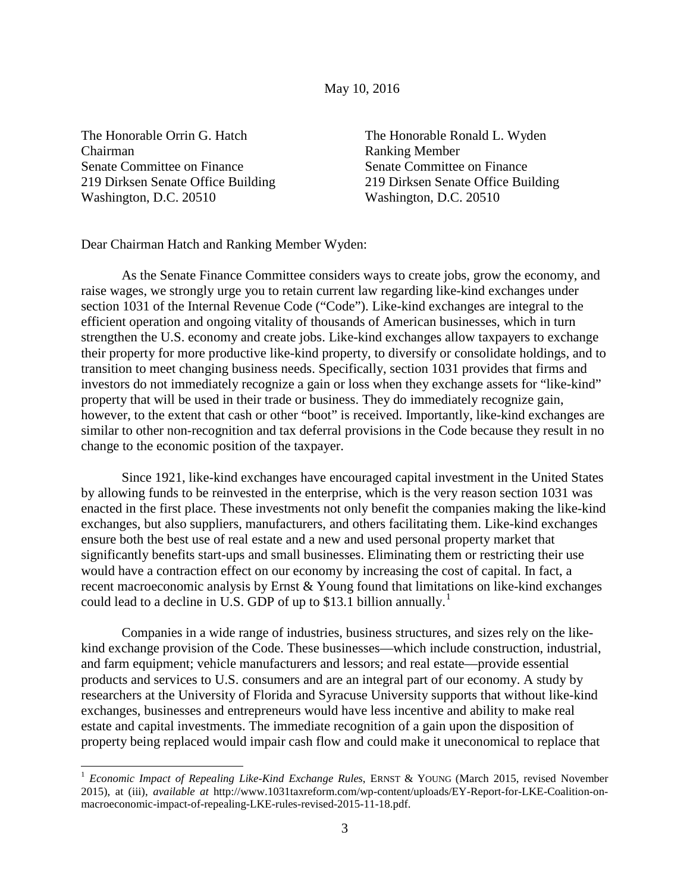May 10, 2016

The Honorable Orrin G. Hatch
Chairman
Senate Committee on Finance
219 Dirksen Senate Office Building
Washington, D.C. 20510

The Honorable Ronald L. Wyden
Ranking Member
Senate Committee on Finance
219 Dirksen Senate Office Building
Washington, D.C. 20510

Dear Chairman Hatch and Ranking Member Wyden:

As the Senate Finance Committee considers ways to create jobs, grow the economy, and raise wages, we strongly urge you to retain current law regarding like-kind exchanges under section 1031 of the Internal Revenue Code ("Code"). Like-kind exchanges are integral to the efficient operation and ongoing vitality of thousands of American businesses, which in turn strengthen the U.S. economy and create jobs. Like-kind exchanges allow taxpayers to exchange their property for more productive like-kind property, to diversify or consolidate holdings, and to transition to meet changing business needs. Specifically, section 1031 provides that firms and investors do not immediately recognize a gain or loss when they exchange assets for "like-kind" property that will be used in their trade or business. They do immediately recognize gain, however, to the extent that cash or other "boot" is received. Importantly, like-kind exchanges are similar to other non-recognition and tax deferral provisions in the Code because they result in no change to the economic position of the taxpayer.

Since 1921, like-kind exchanges have encouraged capital investment in the United States by allowing funds to be reinvested in the enterprise, which is the very reason section 1031 was enacted in the first place. These investments not only benefit the companies making the like-kind exchanges, but also suppliers, manufacturers, and others facilitating them. Like-kind exchanges ensure both the best use of real estate and a new and used personal property market that significantly benefits start-ups and small businesses. Eliminating them or restricting their use would have a contraction effect on our economy by increasing the cost of capital. In fact, a recent macroeconomic analysis by Ernst & Young found that limitations on like-kind exchanges could lead to a decline in U.S. GDP of up to $13.1 billion annually.[1]

Companies in a wide range of industries, business structures, and sizes rely on the like-kind exchange provision of the Code. These businesses—which include construction, industrial, and farm equipment; vehicle manufacturers and lessors; and real estate—provide essential products and services to U.S. consumers and are an integral part of our economy. A study by researchers at the University of Florida and Syracuse University supports that without like-kind exchanges, businesses and entrepreneurs would have less incentive and ability to make real estate and capital investments. The immediate recognition of a gain upon the disposition of property being replaced would impair cash flow and could make it uneconomical to replace that

[1] *Economic Impact of Repealing Like-Kind Exchange Rules*, ERNST & YOUNG (March 2015, revised November 2015), at (iii), *available at* http://www.1031taxreform.com/wp-content/uploads/EY-Report-for-LKE-Coalition-on-macroeconomic-impact-of-repealing-LKE-rules-revised-2015-11-18.pdf.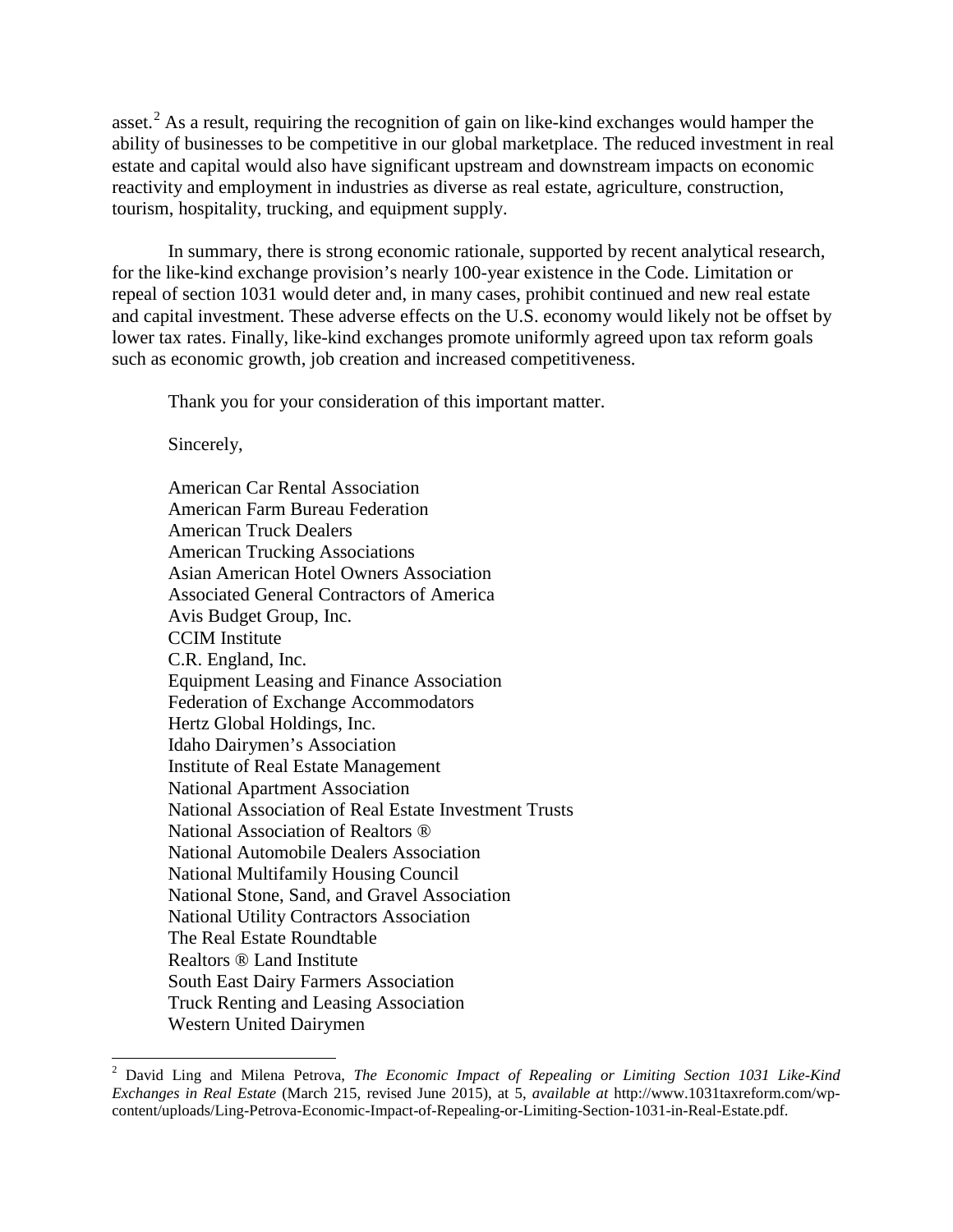asset.[2] As a result, requiring the recognition of gain on like-kind exchanges would hamper the ability of businesses to be competitive in our global marketplace. The reduced investment in real estate and capital would also have significant upstream and downstream impacts on economic reactivity and employment in industries as diverse as real estate, agriculture, construction, tourism, hospitality, trucking, and equipment supply.

In summary, there is strong economic rationale, supported by recent analytical research, for the like-kind exchange provision's nearly 100-year existence in the Code. Limitation or repeal of section 1031 would deter and, in many cases, prohibit continued and new real estate and capital investment. These adverse effects on the U.S. economy would likely not be offset by lower tax rates. Finally, like-kind exchanges promote uniformly agreed upon tax reform goals such as economic growth, job creation and increased competitiveness.

Thank you for your consideration of this important matter.

Sincerely,

American Car Rental Association
American Farm Bureau Federation
American Truck Dealers
American Trucking Associations
Asian American Hotel Owners Association
Associated General Contractors of America
Avis Budget Group, Inc.
CCIM Institute
C.R. England, Inc.
Equipment Leasing and Finance Association
Federation of Exchange Accommodators
Hertz Global Holdings, Inc.
Idaho Dairymen's Association
Institute of Real Estate Management
National Apartment Association
National Association of Real Estate Investment Trusts
National Association of Realtors ®
National Automobile Dealers Association
National Multifamily Housing Council
National Stone, Sand, and Gravel Association
National Utility Contractors Association
The Real Estate Roundtable
Realtors ® Land Institute
South East Dairy Farmers Association
Truck Renting and Leasing Association
Western United Dairymen

---

[2] David Ling and Milena Petrova, *The Economic Impact of Repealing or Limiting Section 1031 Like-Kind Exchanges in Real Estate* (March 215, revised June 2015), at 5, *available at* http://www.1031taxreform.com/wp-content/uploads/Ling-Petrova-Economic-Impact-of-Repealing-or-Limiting-Section-1031-in-Real-Estate.pdf.